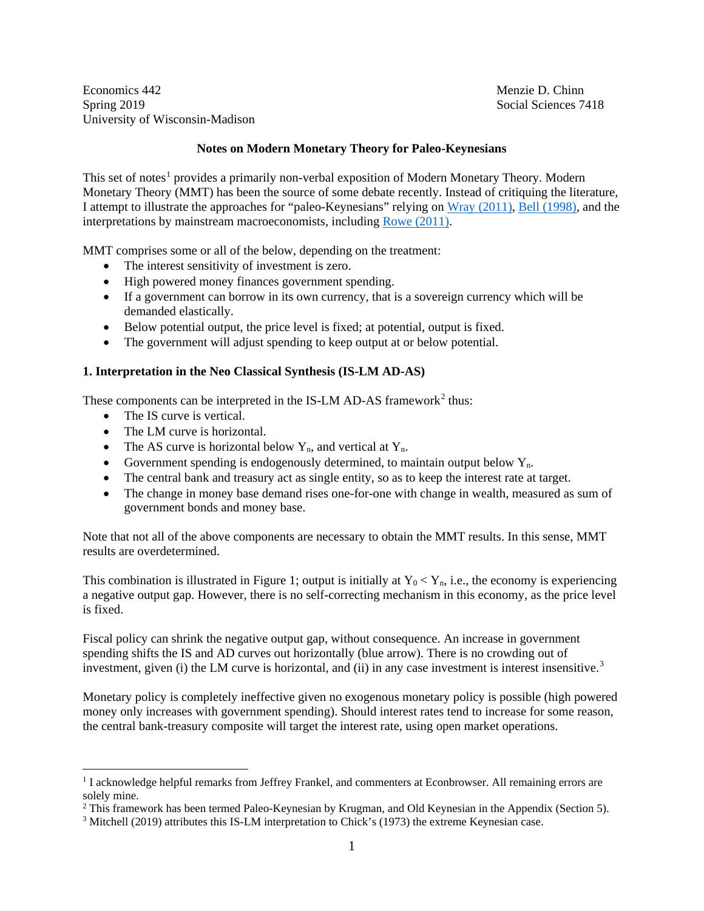Economics 442
Spring 2019
University of Wisconsin-Madison

Menzie D. Chinn
Social Sciences 7418

## Notes on Modern Monetary Theory for Paleo-Keynesians

This set of notes[1] provides a primarily non-verbal exposition of Modern Monetary Theory. Modern Monetary Theory (MMT) has been the source of some debate recently. Instead of critiquing the literature, I attempt to illustrate the approaches for "paleo-Keynesians" relying on Wray (2011), Bell (1998), and the interpretations by mainstream macroeconomists, including Rowe (2011).

MMT comprises some or all of the below, depending on the treatment:

- The interest sensitivity of investment is zero.
- High powered money finances government spending.
- If a government can borrow in its own currency, that is a sovereign currency which will be demanded elastically.
- Below potential output, the price level is fixed; at potential, output is fixed.
- The government will adjust spending to keep output at or below potential.

### 1. Interpretation in the Neo Classical Synthesis (IS-LM AD-AS)

These components can be interpreted in the IS-LM AD-AS framework[2] thus:

- The IS curve is vertical.
- The LM curve is horizontal.
- The AS curve is horizontal below $Y_n$, and vertical at $Y_n$.
- Government spending is endogenously determined, to maintain output below $Y_n$.
- The central bank and treasury act as single entity, so as to keep the interest rate at target.
- The change in money base demand rises one-for-one with change in wealth, measured as sum of government bonds and money base.

Note that not all of the above components are necessary to obtain the MMT results. In this sense, MMT results are overdetermined.

This combination is illustrated in Figure 1; output is initially at $Y_0 < Y_n$, i.e., the economy is experiencing a negative output gap. However, there is no self-correcting mechanism in this economy, as the price level is fixed.

Fiscal policy can shrink the negative output gap, without consequence. An increase in government spending shifts the IS and AD curves out horizontally (blue arrow). There is no crowding out of investment, given (i) the LM curve is horizontal, and (ii) in any case investment is interest insensitive.[3]

Monetary policy is completely ineffective given no exogenous monetary policy is possible (high powered money only increases with government spending). Should interest rates tend to increase for some reason, the central bank-treasury composite will target the interest rate, using open market operations.

---

[1] I acknowledge helpful remarks from Jeffrey Frankel, and commenters at Econbrowser. All remaining errors are solely mine.

[2] This framework has been termed Paleo-Keynesian by Krugman, and Old Keynesian in the Appendix (Section 5).

[3] Mitchell (2019) attributes this IS-LM interpretation to Chick's (1973) the extreme Keynesian case.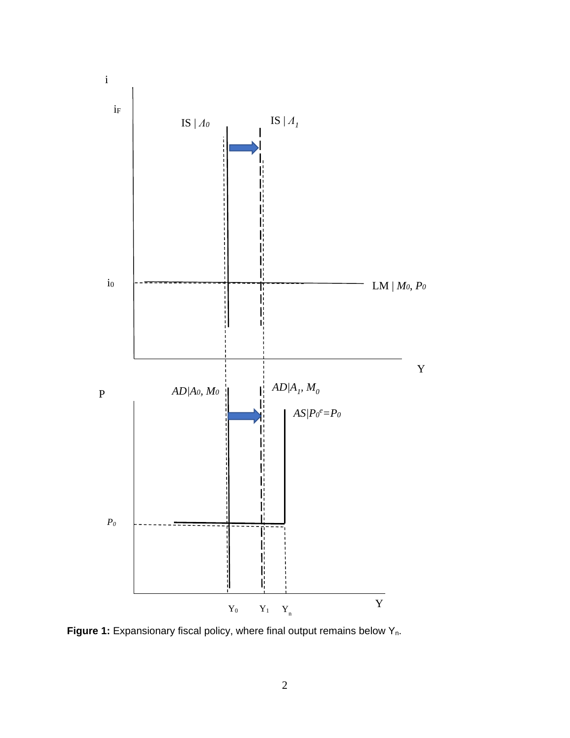**Figure 1:** Expansionary fiscal policy, where final output remains below $Y_n$.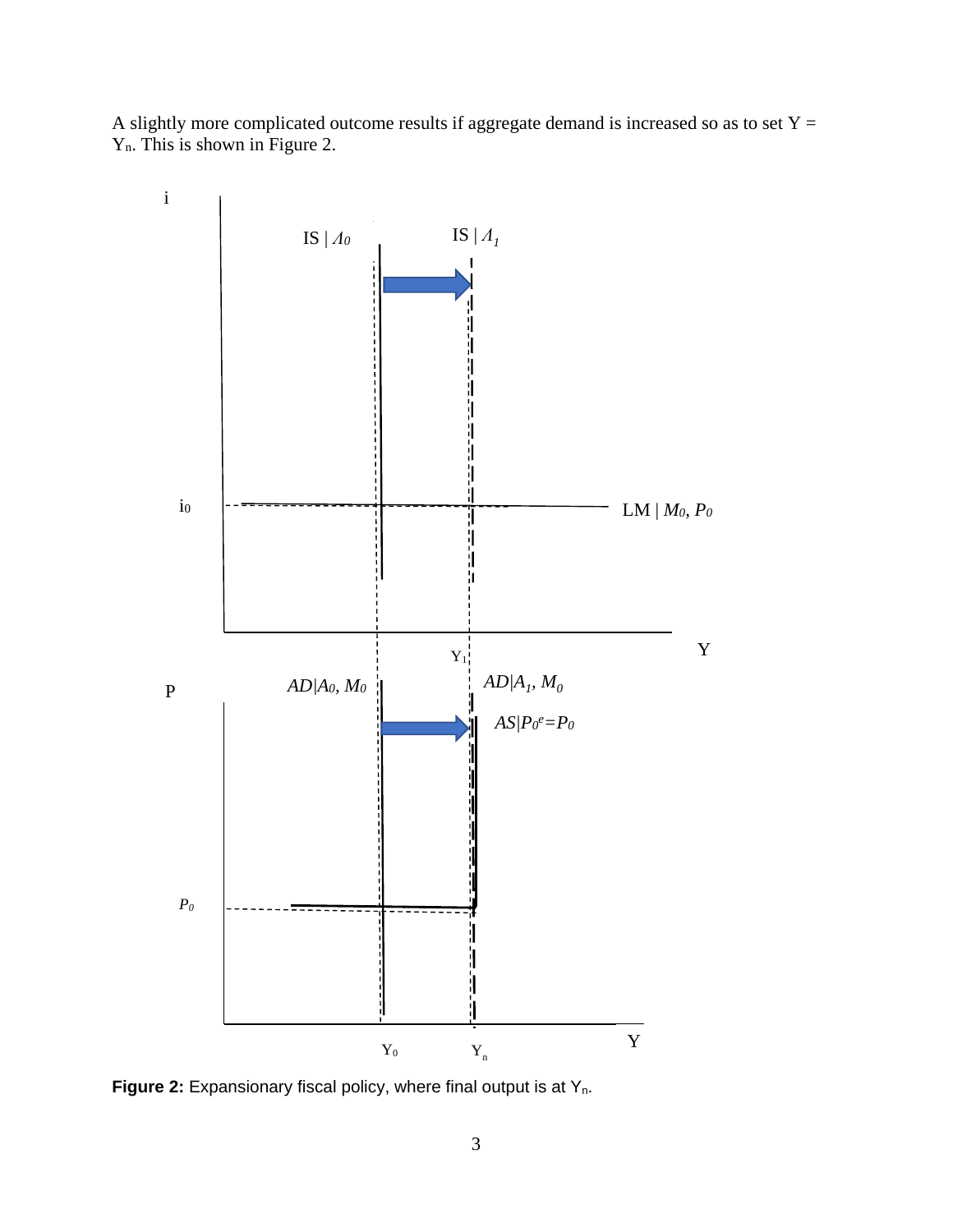A slightly more complicated outcome results if aggregate demand is increased so as to set $Y = Y_n$. This is shown in Figure 2.

**Figure 2:** Expansionary fiscal policy, where final output is at $Y_n$.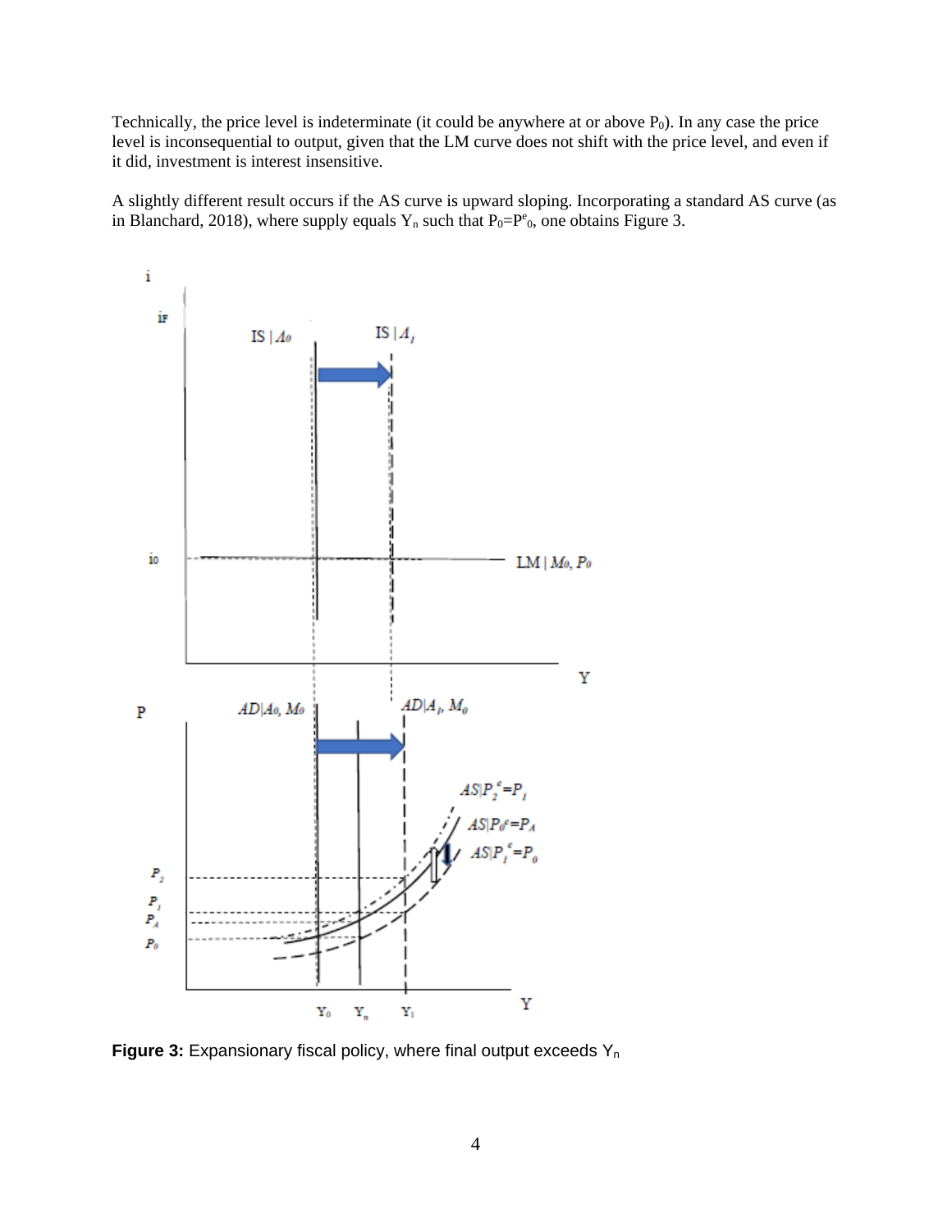Technically, the price level is indeterminate (it could be anywhere at or above $P_0$). In any case the price level is inconsequential to output, given that the LM curve does not shift with the price level, and even if it did, investment is interest insensitive.

A slightly different result occurs if the AS curve is upward sloping. Incorporating a standard AS curve (as in Blanchard, 2018), where supply equals $Y_n$ such that $P_0=P^e_0$, one obtains Figure 3.

**Figure 3:** Expansionary fiscal policy, where final output exceeds $Y_n$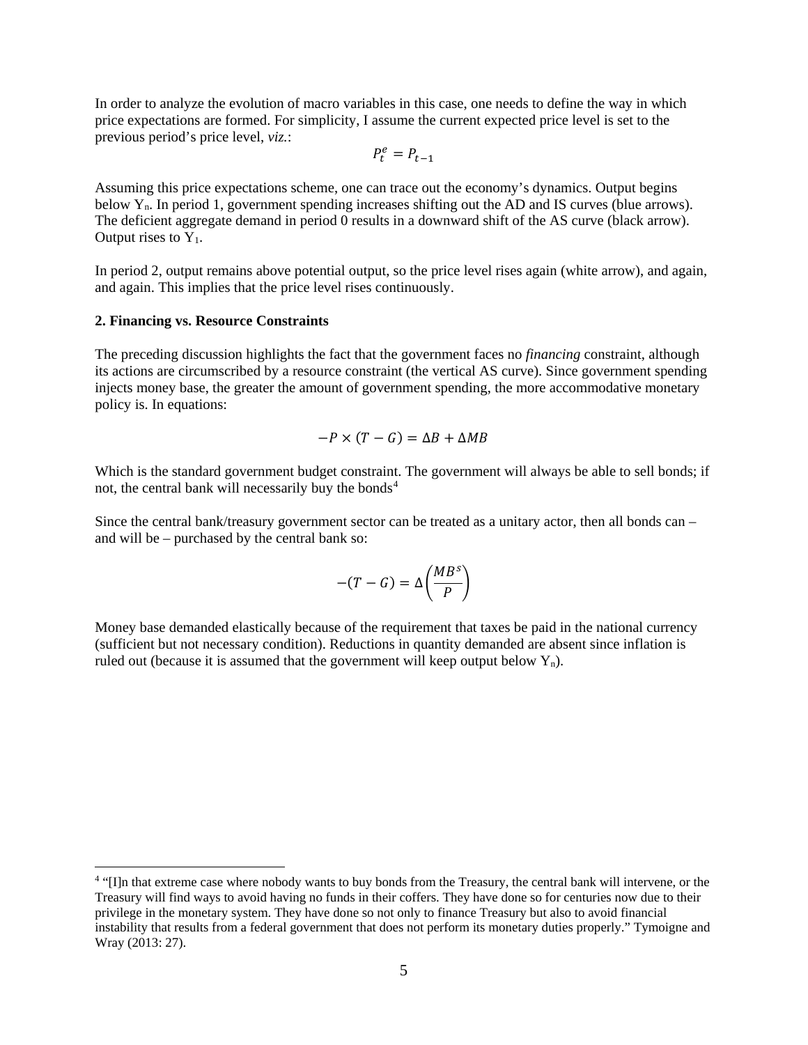In order to analyze the evolution of macro variables in this case, one needs to define the way in which price expectations are formed. For simplicity, I assume the current expected price level is set to the previous period's price level, *viz.*:

$$P_t^e = P_{t-1}$$

Assuming this price expectations scheme, one can trace out the economy's dynamics. Output begins below $Y_n$. In period 1, government spending increases shifting out the AD and IS curves (blue arrows). The deficient aggregate demand in period 0 results in a downward shift of the AS curve (black arrow). Output rises to $Y_1$.

In period 2, output remains above potential output, so the price level rises again (white arrow), and again, and again. This implies that the price level rises continuously.

**2. Financing vs. Resource Constraints**

The preceding discussion highlights the fact that the government faces no *financing* constraint, although its actions are circumscribed by a resource constraint (the vertical AS curve). Since government spending injects money base, the greater the amount of government spending, the more accommodative monetary policy is. In equations:

$$-P \times (T - G) = \Delta B + \Delta MB$$

Which is the standard government budget constraint. The government will always be able to sell bonds; if not, the central bank will necessarily buy the bonds[4]

Since the central bank/treasury government sector can be treated as a unitary actor, then all bonds can – and will be – purchased by the central bank so:

$$-(T - G) = \Delta\left(\frac{MB^s}{P}\right)$$

Money base demanded elastically because of the requirement that taxes be paid in the national currency (sufficient but not necessary condition). Reductions in quantity demanded are absent since inflation is ruled out (because it is assumed that the government will keep output below $Y_n$).

[4] "[I]n that extreme case where nobody wants to buy bonds from the Treasury, the central bank will intervene, or the Treasury will find ways to avoid having no funds in their coffers. They have done so for centuries now due to their privilege in the monetary system. They have done so not only to finance Treasury but also to avoid financial instability that results from a federal government that does not perform its monetary duties properly." Tymoigne and Wray (2013: 27).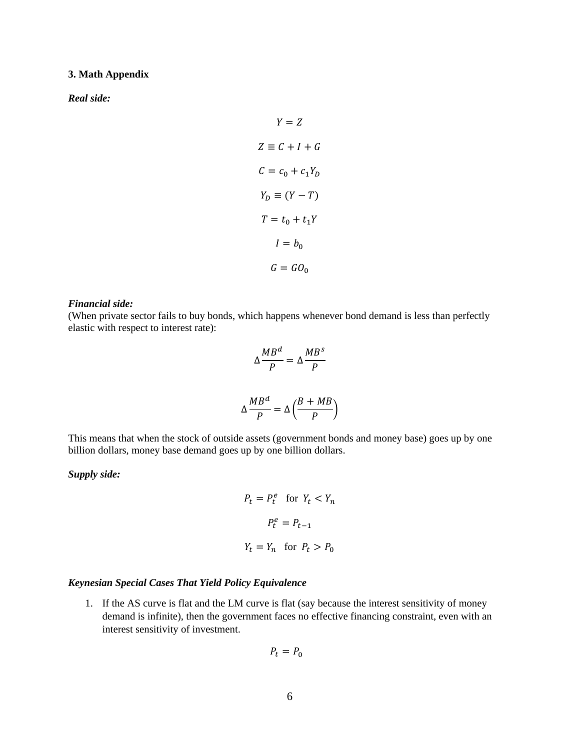**3. Math Appendix**

***Real side:***

$$Y = Z$$

$$Z \equiv C + I + G$$

$$C = c_0 + c_1 Y_D$$

$$Y_D \equiv (Y - T)$$

$$T = t_0 + t_1 Y$$

$$I = b_0$$

$$G = GO_0$$

***Financial side:***

(When private sector fails to buy bonds, which happens whenever bond demand is less than perfectly elastic with respect to interest rate):

$$\Delta \frac{MB^d}{P} = \Delta \frac{MB^s}{P}$$

$$\Delta \frac{MB^d}{P} = \Delta \left( \frac{B + MB}{P} \right)$$

This means that when the stock of outside assets (government bonds and money base) goes up by one billion dollars, money base demand goes up by one billion dollars.

***Supply side:***

$$P_t = P_t^e \quad \text{for } Y_t < Y_n$$

$$P_t^e = P_{t-1}$$

$$Y_t = Y_n \quad \text{for } P_t > P_0$$

***Keynesian Special Cases That Yield Policy Equivalence***

1. If the AS curve is flat and the LM curve is flat (say because the interest sensitivity of money demand is infinite), then the government faces no effective financing constraint, even with an interest sensitivity of investment.

$$P_t = P_0$$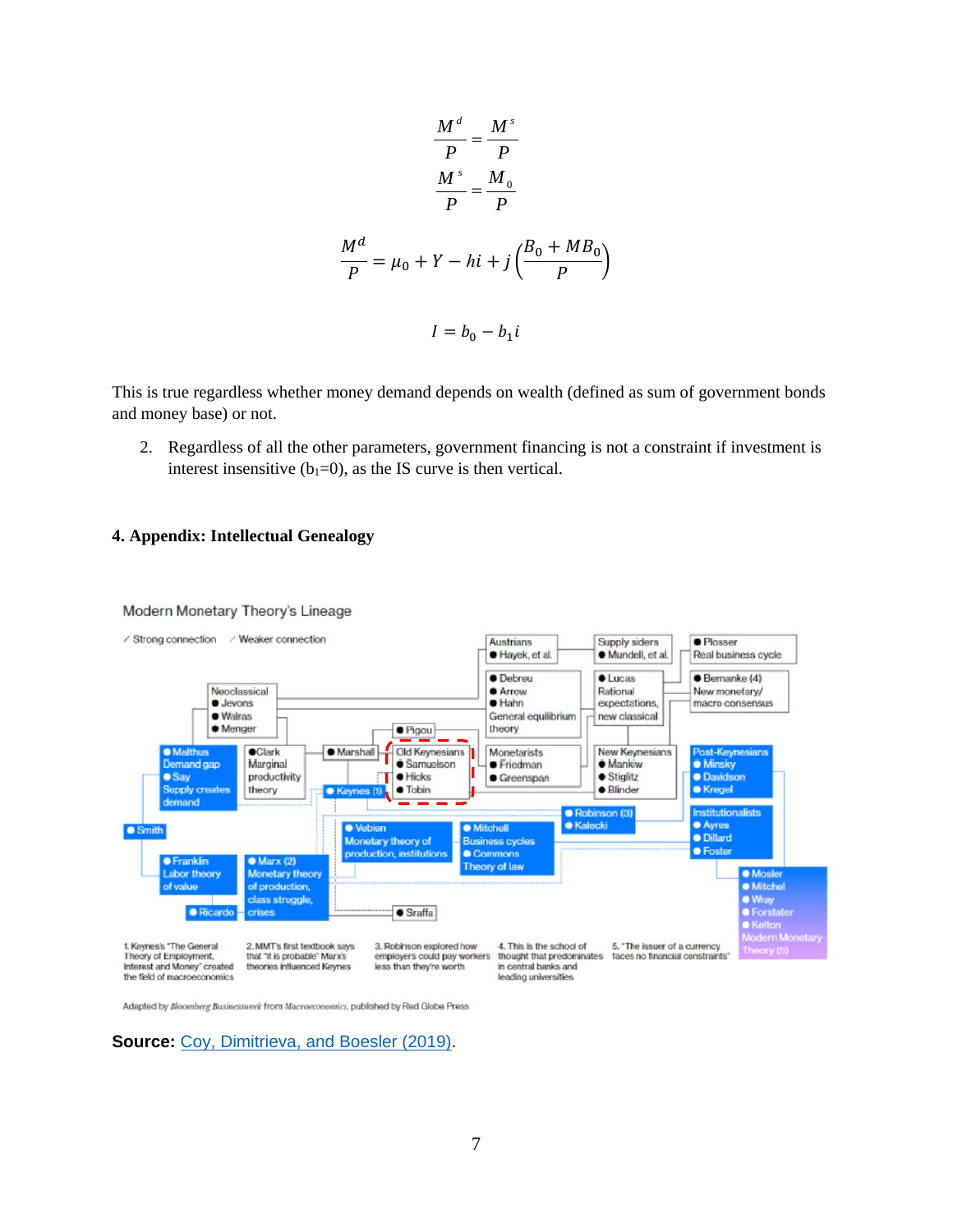$$\frac{M^d}{P} = \frac{M^s}{P}$$

$$\frac{M^s}{P} = \frac{M_0}{P}$$

$$\frac{M^d}{P} = \mu_0 + Y - hi + j\left(\frac{B_0 + MB_0}{P}\right)$$

$$I = b_0 - b_1 i$$

This is true regardless whether money demand depends on wealth (defined as sum of government bonds and money base) or not.

2. Regardless of all the other parameters, government financing is not a constraint if investment is interest insensitive ($b_1$=0), as the IS curve is then vertical.

## 4. Appendix: Intellectual Genealogy

Modern Monetary Theory's Lineage

Strong connection / Weaker connection

1. Keynes's "The General Theory of Employment, Interest and Money" created the field of macroeconomics
2. MMT's first textbook says that "it is probable" Marx's theories influenced Keynes
3. Robinson explored how employers could pay workers less than they're worth
4. This is the school of thought that predominates in central banks and leading universities
5. "The issuer of a currency faces no financial constraints"

Adapted by *Bloomberg Businessweek* from *Macroeconomics*, published by Red Globe Press

**Source:** Coy, Dimitrieva, and Boesler (2019).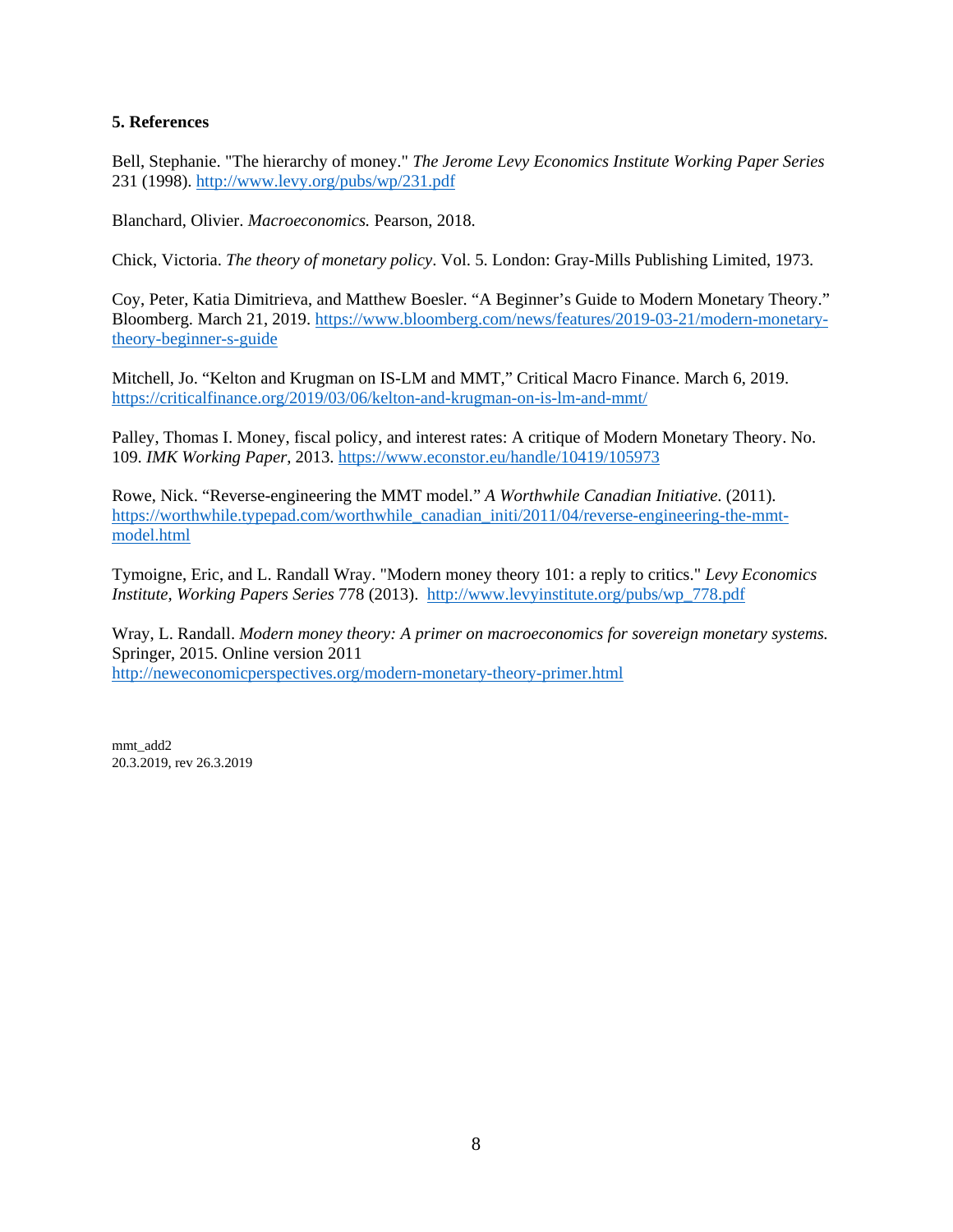## 5. References

Bell, Stephanie. "The hierarchy of money." *The Jerome Levy Economics Institute Working Paper Series* 231 (1998). http://www.levy.org/pubs/wp/231.pdf

Blanchard, Olivier. *Macroeconomics.* Pearson, 2018.

Chick, Victoria. *The theory of monetary policy*. Vol. 5. London: Gray-Mills Publishing Limited, 1973.

Coy, Peter, Katia Dimitrieva, and Matthew Boesler. "A Beginner's Guide to Modern Monetary Theory." Bloomberg. March 21, 2019. https://www.bloomberg.com/news/features/2019-03-21/modern-monetary-theory-beginner-s-guide

Mitchell, Jo. "Kelton and Krugman on IS-LM and MMT," Critical Macro Finance. March 6, 2019. https://criticalfinance.org/2019/03/06/kelton-and-krugman-on-is-lm-and-mmt/

Palley, Thomas I. Money, fiscal policy, and interest rates: A critique of Modern Monetary Theory. No. 109. *IMK Working Paper*, 2013. https://www.econstor.eu/handle/10419/105973

Rowe, Nick. "Reverse-engineering the MMT model." *A Worthwhile Canadian Initiative*. (2011). https://worthwhile.typepad.com/worthwhile_canadian_initi/2011/04/reverse-engineering-the-mmt-model.html

Tymoigne, Eric, and L. Randall Wray. "Modern money theory 101: a reply to critics." *Levy Economics Institute, Working Papers Series* 778 (2013). http://www.levyinstitute.org/pubs/wp_778.pdf

Wray, L. Randall. *Modern money theory: A primer on macroeconomics for sovereign monetary systems.* Springer, 2015. Online version 2011 http://neweconomicperspectives.org/modern-monetary-theory-primer.html

mmt_add2
20.3.2019, rev 26.3.2019